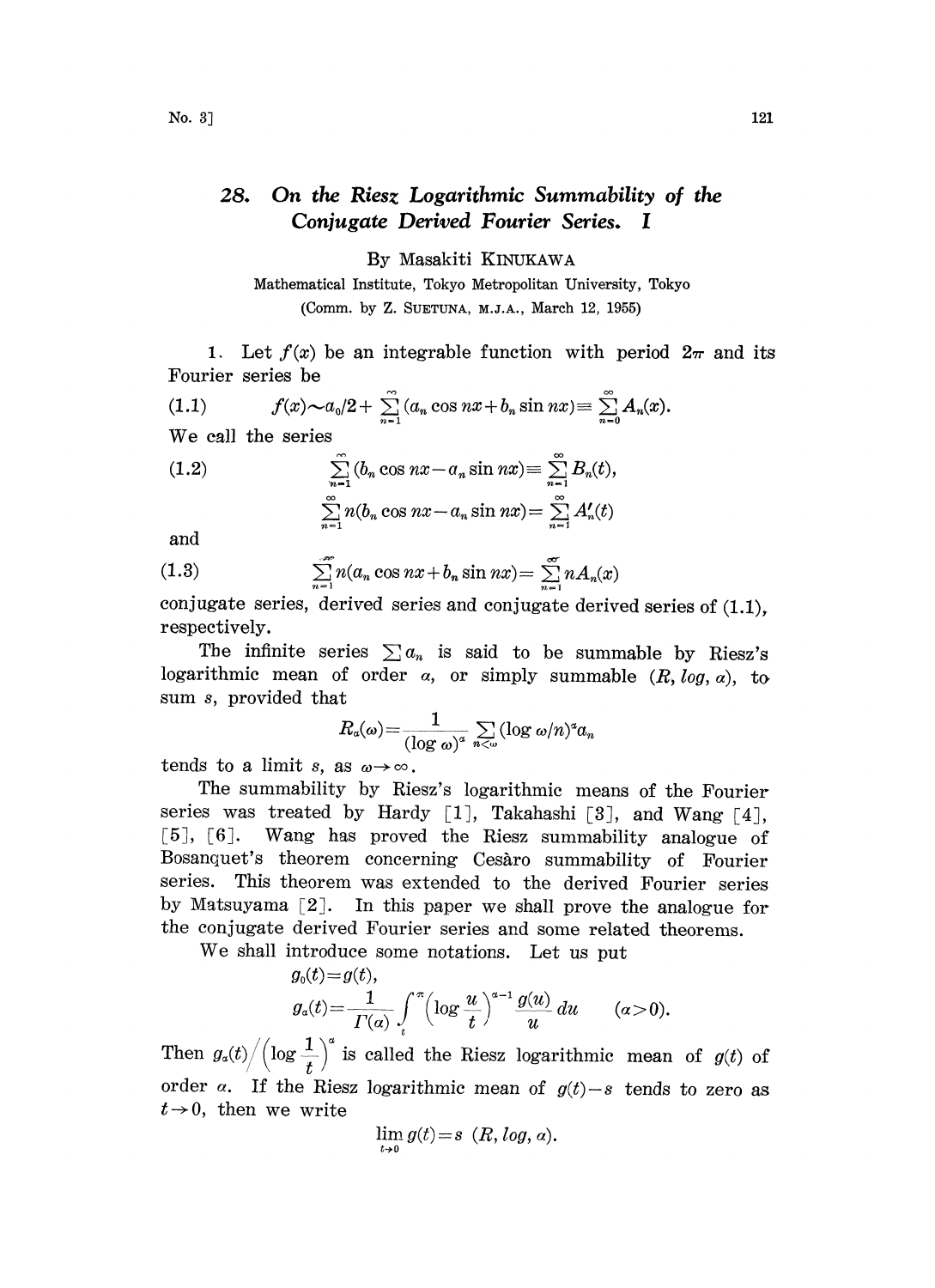# 28. On the Riesz Logarithmic Summability of the Conjugate Derived Fourier Series. I

By Masakiti KINUKAWA

Mathematical Institute, Tokyo Metropolitan University, Tokyo

(Comm. by Z. SUETUNA, M.J.A., March 12, 1955)

1. Let $f(x)$ be an integrable function with period $2\pi$ and its Fourier series be

$$f(x) \sim a_0/2 + \sum_{n=1}^{\infty} (a_n \cos nx + b_n \sin nx) \equiv \sum_{n=0}^{\infty} A_n(x). \tag{1.1}$$

We call the series

$$\sum_{n=1}^{\infty} (b_n \cos nx - a_n \sin nx) \equiv \sum_{n=1}^{\infty} B_n(t), \tag{1.2}$$

$$\sum_{n=1}^{\infty} n(b_n \cos nx - a_n \sin nx) = \sum_{n=1}^{\infty} A_n'(t)$$

and

$$\sum_{n=1}^{\infty} n(a_n \cos nx + b_n \sin nx) = \sum_{n=1}^{\infty} nA_n(x) \tag{1.3}$$

conjugate series, derived series and conjugate derived series of (1.1), respectively.

The infinite series $\sum a_n$ is said to be summable by Riesz's logarithmic mean of order $\alpha$, or simply summable $(R, log, \alpha)$, to sum $s$, provided that

$$R_\alpha(\omega) = \frac{1}{(\log \omega)^\alpha} \sum_{n<\omega} (\log \omega/n)^\alpha a_n$$

tends to a limit $s$, as $\omega \to \infty$.

The summability by Riesz's logarithmic means of the Fourier series was treated by Hardy [1], Takahashi [3], and Wang [4], [5], [6]. Wang has proved the Riesz summability analogue of Bosanquet's theorem concerning Cesàro summability of Fourier series. This theorem was extended to the derived Fourier series by Matsuyama [2]. In this paper we shall prove the analogue for the conjugate derived Fourier series and some related theorems.

We shall introduce some notations. Let us put

$$g_0(t) = g(t),$$

$$g_\alpha(t) = \frac{1}{\Gamma(\alpha)} \int_t^\pi \left(\log \frac{u}{t}\right)^{\alpha-1} \frac{g(u)}{u} du \qquad (\alpha > 0).$$

Then $g_\alpha(t) \Big/ \left(\log \dfrac{1}{t}\right)^\alpha$ is called the Riesz logarithmic mean of $g(t)$ of order $\alpha$. If the Riesz logarithmic mean of $g(t) - s$ tends to zero as $t \to 0$, then we write

$$\lim_{t \to 0} g(t) = s \;\; (R, log, \alpha).$$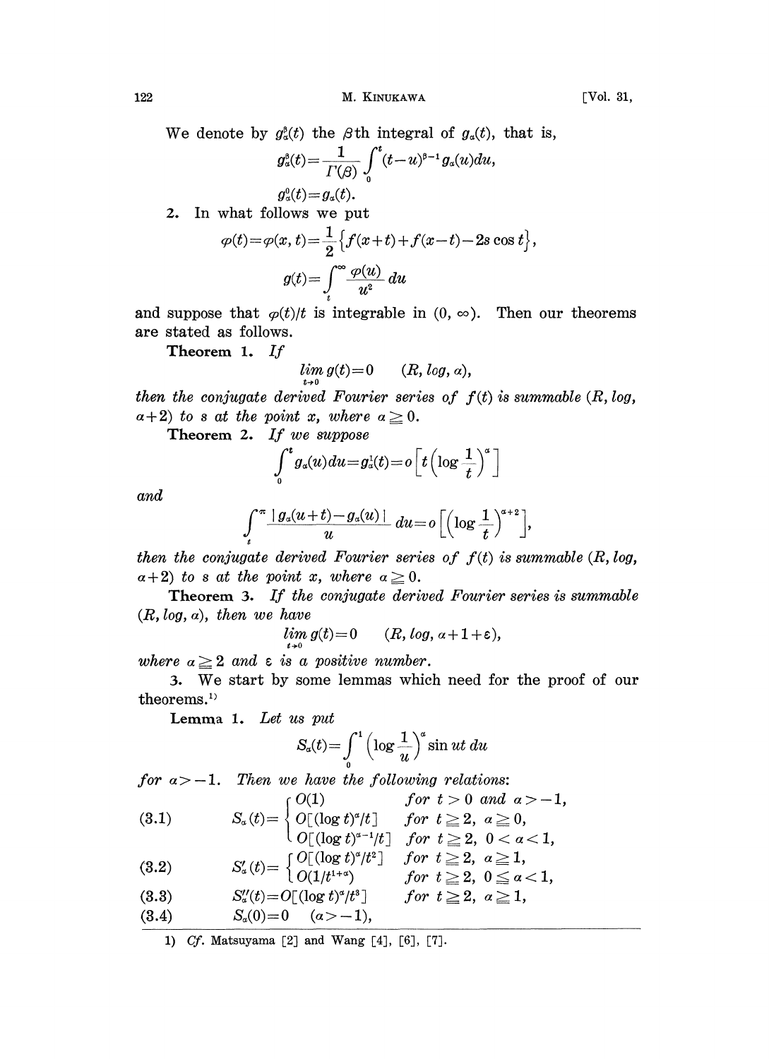We denote by $g_\alpha^\beta(t)$ the $\beta$th integral of $g_\alpha(t)$, that is,

$$g_\alpha^\beta(t)=\frac{1}{\Gamma(\beta)}\int_0^t (t-u)^{\beta-1} g_\alpha(u)du,$$

$$g_\alpha^0(t)=g_\alpha(t).$$

2. In what follows we put

$$\varphi(t)=\varphi(x,t)=\frac{1}{2}\left\{f(x+t)+f(x-t)-2s\cos t\right\},$$

$$g(t)=\int_t^\infty \frac{\varphi(u)}{u^2}\,du$$

and suppose that $\varphi(t)/t$ is integrable in $(0,\infty)$. Then our theorems are stated as follows.

**Theorem 1.** *If*

$$\lim_{t\to 0} g(t)=0 \qquad (R, \log, \alpha),$$

*then the conjugate derived Fourier series of $f(t)$ is summable $(R, \log, \alpha+2)$ to $s$ at the point $x$, where $\alpha\geqq 0$.*

**Theorem 2.** *If we suppose*

$$\int_0^t g_\alpha(u)du=g_\alpha^1(t)=o\left[t\left(\log\frac{1}{t}\right)^\alpha\right]$$

*and*

$$\int_t^\pi \frac{|g_\alpha(u+t)-g_\alpha(u)|}{u}\,du=o\left[\left(\log\frac{1}{t}\right)^{\alpha+2}\right],$$

*then the conjugate derived Fourier series of $f(t)$ is summable $(R, \log, \alpha+2)$ to $s$ at the point $x$, where $\alpha\geqq 0$.*

**Theorem 3.** *If the conjugate derived Fourier series is summable $(R, \log, \alpha)$, then we have*

$$\lim_{t\to 0} g(t)=0 \qquad (R, \log, \alpha+1+\varepsilon),$$

*where $\alpha\geqq 2$ and $\varepsilon$ is a positive number.*

3. We start by some lemmas which need for the proof of our theorems.[1]

**Lemma 1.** *Let us put*

$$S_\alpha(t)=\int_0^1\left(\log\frac{1}{u}\right)^\alpha \sin ut\,du$$

*for $\alpha>-1$. Then we have the following relations:*

$$S_\alpha(t)=\begin{cases} O(1) & \text{for } t>0 \text{ and } \alpha>-1, \\ O[(\log t)^\alpha/t] & \text{for } t\geqq 2,\ \alpha\geqq 0, \\ O[(\log t)^{\alpha-1}/t] & \text{for } t\geqq 2,\ 0<\alpha<1, \end{cases} \tag{3.1}$$

$$S'_\alpha(t)=\begin{cases} O[(\log t)^\alpha/t^2] & \text{for } t\geqq 2,\ \alpha\geqq 1, \\ O(1/t^{1+\alpha}) & \text{for } t\geqq 2,\ 0\leqq\alpha<1, \end{cases} \tag{3.2}$$

$$S''_\alpha(t)=O[(\log t)^\alpha/t^3] \qquad \text{for } t\geqq 2,\ \alpha\geqq 1, \tag{3.3}$$

$$S_\alpha(0)=0 \quad (\alpha>-1), \tag{3.4}$$

---

1) *Cf.* Matsuyama [2] and Wang [4], [6], [7].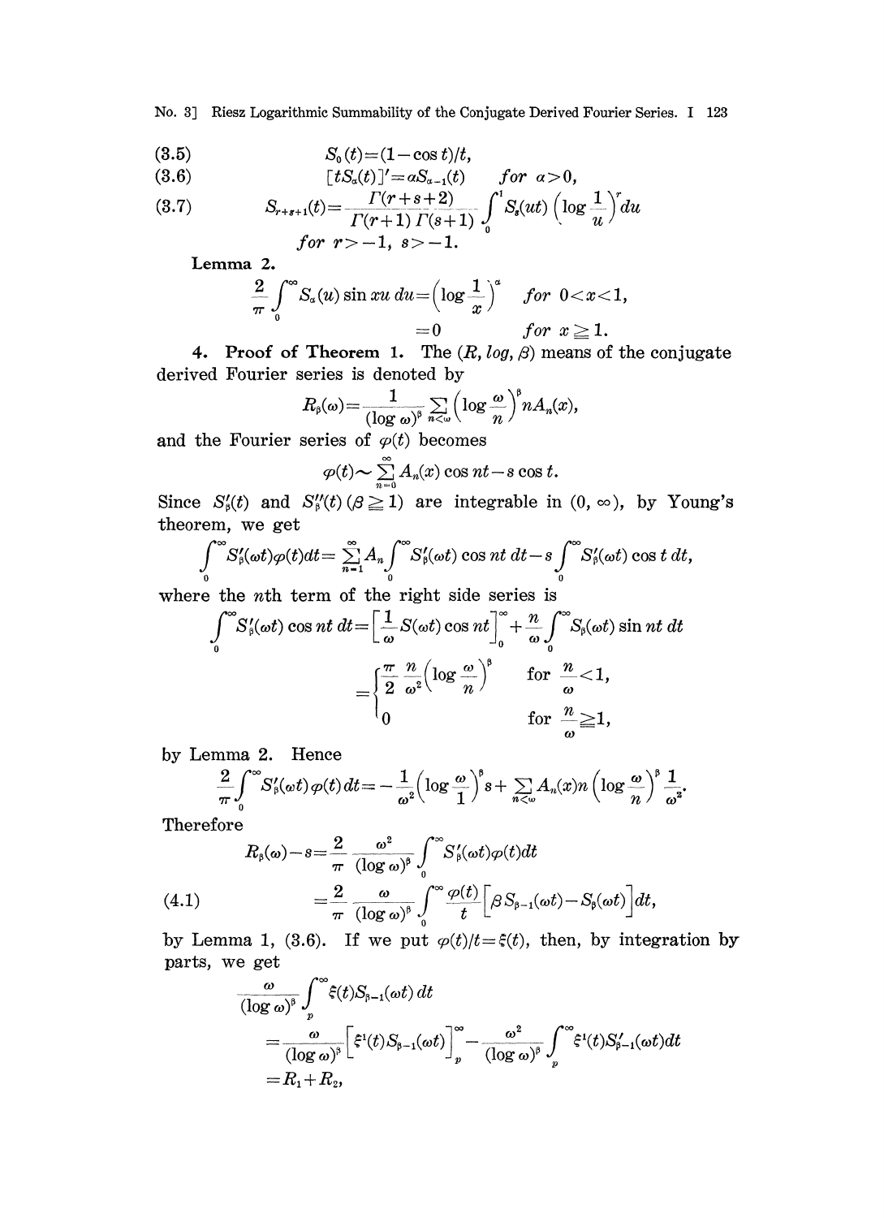$$S_0(t) = (1-\cos t)/t, \tag{3.5}$$

$$[tS_\alpha(t)]' = \alpha S_{\alpha-1}(t) \qquad for\ \alpha > 0, \tag{3.6}$$

$$S_{r+s+1}(t) = \frac{\Gamma(r+s+2)}{\Gamma(r+1)\,\Gamma(s+1)} \int_0^1 S_s(ut)\left(\log\frac{1}{u}\right)^r du \tag{3.7}$$

$$for\ r > -1,\ s > -1.$$

**Lemma 2.**

$$\frac{2}{\pi}\int_0^\infty S_\alpha(u)\sin xu\,du = \left(\log\frac{1}{x}\right)^\alpha \qquad for\ 0 < x < 1,$$

$$= 0 \qquad for\ x \geqq 1.$$

**4. Proof of Theorem 1.** The $(R, log, \beta)$ means of the conjugate derived Fourier series is denoted by

$$R_\beta(\omega) = \frac{1}{(\log\omega)^\beta}\sum_{n<\omega}\left(\log\frac{\omega}{n}\right)^\beta nA_n(x),$$

and the Fourier series of $\varphi(t)$ becomes

$$\varphi(t) \sim \sum_{n=0}^\infty A_n(x)\cos nt - s\cos t.$$

Since $S'_\beta(t)$ and $S''_\beta(t)$ $(\beta \geqq 1)$ are integrable in $(0, \infty)$, by Young's theorem, we get

$$\int_0^\infty S'_\beta(\omega t)\varphi(t)dt = \sum_{n=1}^\infty A_n \int_0^\infty S'_\beta(\omega t)\cos nt\,dt - s\int_0^\infty S'_\beta(\omega t)\cos t\,dt,$$

where the $n$th term of the right side series is

$$\int_0^\infty S'_\beta(\omega t)\cos nt\,dt = \left[\frac{1}{\omega}S(\omega t)\cos nt\right]_0^\infty + \frac{n}{\omega}\int_0^\infty S_\beta(\omega t)\sin nt\,dt$$

$$= \begin{cases} \dfrac{\pi}{2}\dfrac{n}{\omega^2}\left(\log\dfrac{\omega}{n}\right)^\beta & \text{for } \dfrac{n}{\omega} < 1, \\ 0 & \text{for } \dfrac{n}{\omega} \geqq 1, \end{cases}$$

by Lemma 2. Hence

$$\frac{2}{\pi}\int_0^\infty S'_\beta(\omega t)\varphi(t)\,dt = -\frac{1}{\omega^2}\left(\log\frac{\omega}{1}\right)^\beta s + \sum_{n<\omega} A_n(x) n\left(\log\frac{\omega}{n}\right)^\beta \frac{1}{\omega^2}.$$

Therefore

$$R_\beta(\omega) - s = \frac{2}{\pi}\frac{\omega^2}{(\log\omega)^\beta}\int_0^\infty S'_\beta(\omega t)\varphi(t)dt$$

$$= \frac{2}{\pi}\frac{\omega}{(\log\omega)^\beta}\int_0^\infty \frac{\varphi(t)}{t}\Big[\beta S_{\beta-1}(\omega t) - S_\beta(\omega t)\Big]dt, \tag{4.1}$$

by Lemma 1, (3.6). If we put $\varphi(t)/t = \xi(t)$, then, by integration by parts, we get

$$\frac{\omega}{(\log\omega)^\beta}\int_p^\infty \xi(t)S_{\beta-1}(\omega t)\,dt$$

$$= \frac{\omega}{(\log\omega)^\beta}\Big[\xi^1(t)S_{\beta-1}(\omega t)\Big]_p^\infty - \frac{\omega^2}{(\log\omega)^\beta}\int_p^\infty \xi^1(t)S'_{\beta-1}(\omega t)dt$$

$$= R_1 + R_2,$$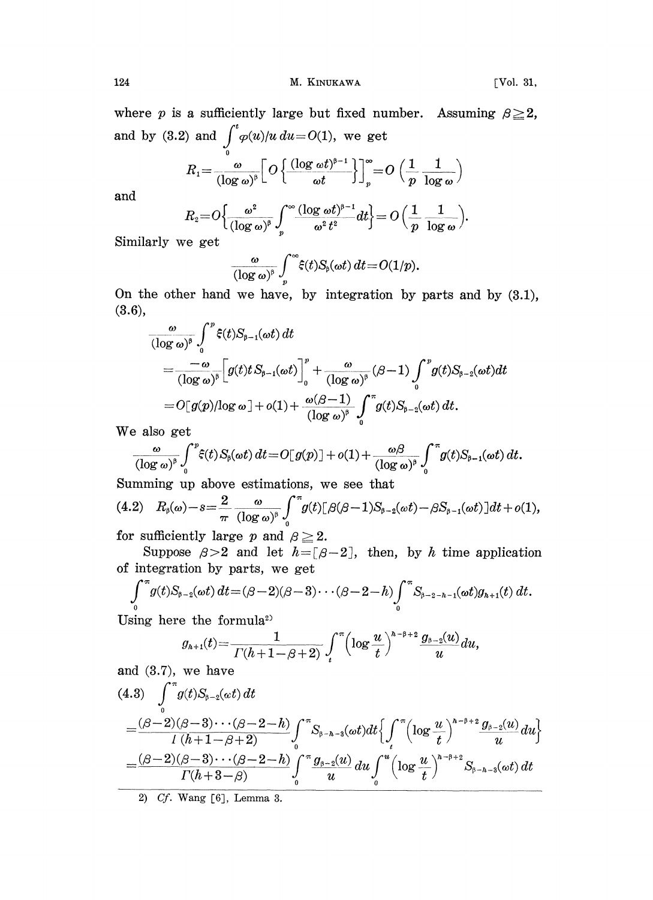where $p$ is a sufficiently large but fixed number. Assuming $\beta \geqq 2$, and by (3.2) and $\int_0^t \varphi(u)/u\, du = O(1)$, we get

$$R_1 = \frac{\omega}{(\log \omega)^\beta}\left[ O\left\{ \frac{(\log \omega t)^{\beta-1}}{\omega t} \right\}\right]_p^\infty = O\left(\frac{1}{p}\frac{1}{\log \omega}\right)$$

and

$$R_2 = O\left\{ \frac{\omega^2}{(\log \omega)^\beta} \int_p^\infty \frac{(\log \omega t)^{\beta-1}}{\omega^2 t^2} dt \right\} = O\left(\frac{1}{p}\frac{1}{\log \omega}\right).$$

Similarly we get

$$\frac{\omega}{(\log \omega)^\beta}\int_p^\infty \xi(t) S_\beta(\omega t)\, dt = O(1/p).$$

On the other hand we have, by integration by parts and by (3.1), (3.6),

$$\begin{aligned}
&\frac{\omega}{(\log \omega)^\beta}\int_0^p \xi(t) S_{\beta-1}(\omega t)\, dt \\
&= \frac{-\omega}{(\log \omega)^\beta}\Big[g(t) t S_{\beta-1}(\omega t)\Big]_0^p + \frac{\omega}{(\log \omega)^\beta}(\beta-1)\int_0^p g(t) S_{\beta-2}(\omega t) dt \\
&= O[g(p)/\log \omega] + o(1) + \frac{\omega(\beta-1)}{(\log \omega)^\beta}\int_0^\pi g(t) S_{\beta-2}(\omega t)\, dt.
\end{aligned}$$

We also get

$$\frac{\omega}{(\log \omega)^\beta}\int_0^p \xi(t) S_\beta(\omega t)\, dt = O[g(p)] + o(1) + \frac{\omega \beta}{(\log \omega)^\beta}\int_0^\pi g(t) S_{\beta-1}(\omega t)\, dt.$$

Summing up above estimations, we see that

$$R_\beta(\omega) - s = \frac{2}{\pi}\frac{\omega}{(\log \omega)^\beta}\int_0^\pi g(t)[\beta(\beta-1) S_{\beta-2}(\omega t) - \beta S_{\beta-1}(\omega t)] dt + o(1), \tag{4.2}$$

for sufficiently large $p$ and $\beta \geqq 2$.

Suppose $\beta > 2$ and let $h = [\beta - 2]$, then, by $h$ time application of integration by parts, we get

$$\int_0^\pi g(t) S_{\beta-2}(\omega t)\, dt = (\beta-2)(\beta-3)\cdots(\beta-2-h)\int_0^\pi S_{\beta-2-h-1}(\omega t) g_{h+1}(t)\, dt.$$

Using here the formula[2]

$$g_{h+1}(t) = \frac{1}{\Gamma(h+1-\beta+2)}\int_t^\pi \left(\log \frac{u}{t}\right)^{h-\beta+2} \frac{g_{\beta-2}(u)}{u} du,$$

and (3.7), we have

$$\begin{aligned}
&\int_0^\pi g(t) S_{\beta-2}(\omega t)\, dt \\
&= \frac{(\beta-2)(\beta-3)\cdots(\beta-2-h)}{\Gamma(h+1-\beta+2)}\int_0^\pi S_{\beta-h-3}(\omega t) dt \left\{ \int_t^\pi \left(\log \frac{u}{t}\right)^{h-\beta+2} \frac{g_{\beta-2}(u)}{u} du \right\} \\
&= \frac{(\beta-2)(\beta-3)\cdots(\beta-2-h)}{\Gamma(h+3-\beta)}\int_0^\pi \frac{g_{\beta-2}(u)}{u} du \int_0^u \left(\log \frac{u}{t}\right)^{h-\beta+2} S_{\beta-h-3}(\omega t)\, dt
\end{aligned} \tag{4.3}$$

---

2) *Cf.* Wang [6], Lemma 3.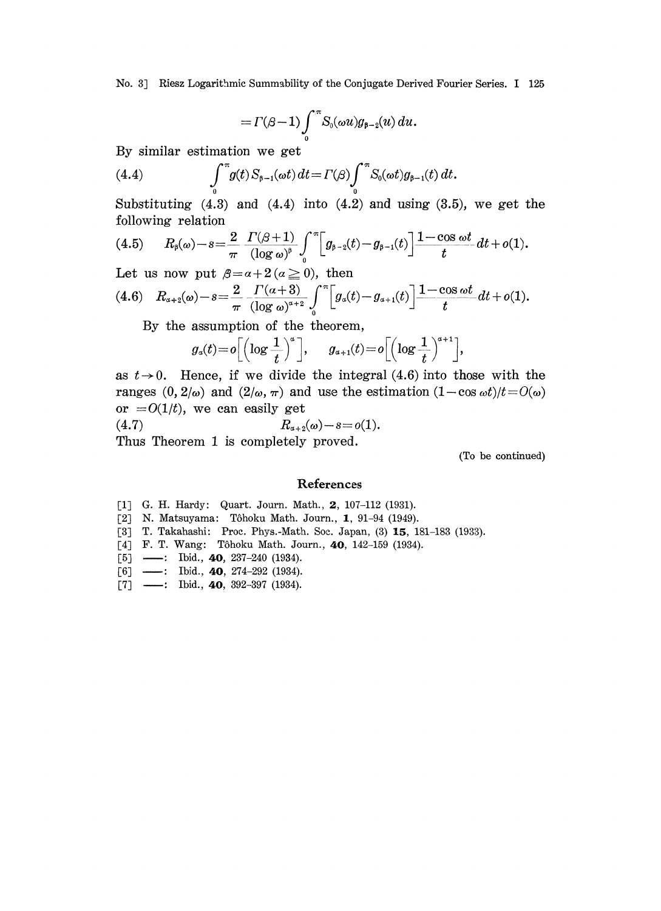$$= \Gamma(\beta-1) \int_0^\pi S_0(\omega u) g_{\beta-2}(u)\, du.$$

By similar estimation we get

$$\int_0^\pi g(t)\, S_{\beta-1}(\omega t)\, dt = \Gamma(\beta) \int_0^\pi S_0(\omega t) g_{\beta-1}(t)\, dt. \tag{4.4}$$

Substituting (4.3) and (4.4) into (4.2) and using (3.5), we get the following relation

$$R_\beta(\omega) - s = \frac{2}{\pi} \frac{\Gamma(\beta+1)}{(\log \omega)^\beta} \int_0^\pi \Big[ g_{\beta-2}(t) - g_{\beta-1}(t) \Big] \frac{1-\cos \omega t}{t}\, dt + o(1). \tag{4.5}$$

Let us now put $\beta = \alpha + 2\ (\alpha \geqq 0)$, then

$$R_{\alpha+2}(\omega) - s = \frac{2}{\pi} \frac{\Gamma(\alpha+3)}{(\log \omega)^{\alpha+2}} \int_0^\pi \Big[ g_\alpha(t) - g_{\alpha+1}(t) \Big] \frac{1-\cos \omega t}{t}\, dt + o(1). \tag{4.6}$$

By the assumption of the theorem,

$$g_\alpha(t) = o\left[ \left( \log \frac{1}{t} \right)^\alpha \right], \qquad g_{\alpha+1}(t) = o\left[ \left( \log \frac{1}{t} \right)^{\alpha+1} \right],$$

as $t \to 0$. Hence, if we divide the integral (4.6) into those with the ranges $(0, 2/\omega)$ and $(2/\omega, \pi)$ and use the estimation $(1-\cos \omega t)/t = O(\omega)$ or $= O(1/t)$, we can easily get

$$R_{\alpha+2}(\omega) - s = o(1). \tag{4.7}$$

Thus Theorem 1 is completely proved.

(To be continued)

## References

[1] G. H. Hardy: Quart. Journ. Math., **2**, 107–112 (1931).

[2] N. Matsuyama: Tôhoku Math. Journ., **1**, 91–94 (1949).

[3] T. Takahashi: Proc. Phys.-Math. Soc. Japan, (3) **15**, 181–183 (1933).

[4] F. T. Wang: Tôhoku Math. Journ., **40**, 142–159 (1934).

[5] ——: Ibid., **40**, 237–240 (1934).

[6] ——: Ibid., **40**, 274–292 (1934).

[7] ——: Ibid., **40**, 392–397 (1934).